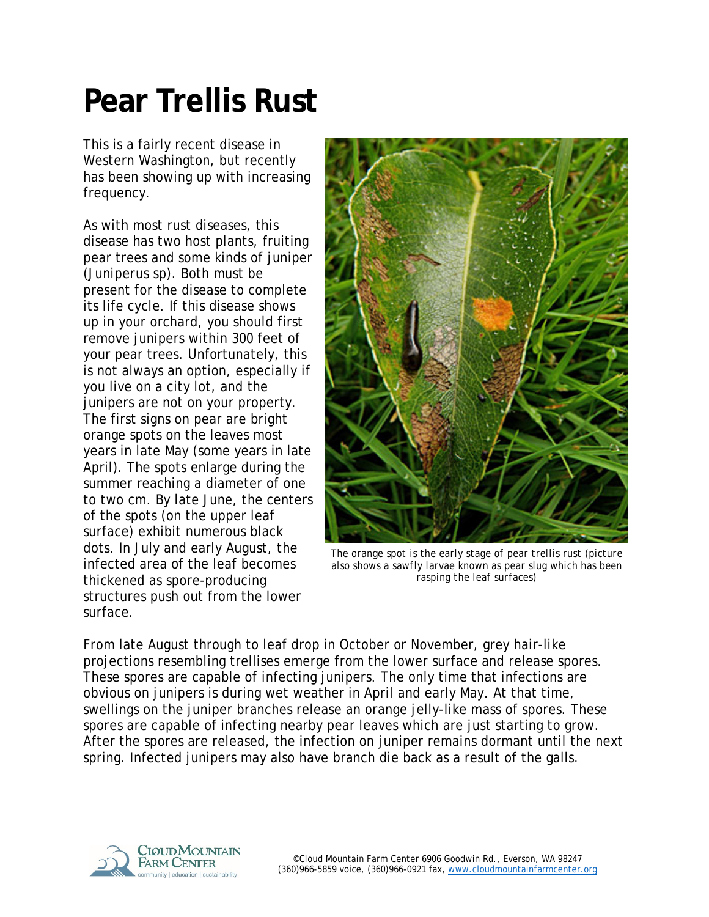# Pear Trellis Rust

This is a fairly recent disease in Western Washington, but recently has been showing up with increasing frequency.

As with most rust diseases, this disease has two host plants, fruiting pear trees and some kinds of juniper (Juniperus sp). Both must be present for the disease to complete its life cycle. If this disease shows up in your orchard, you should first remove junipers within 300 feet of your pear trees. Unfortunately, this is not always an option, especially if you live on a city lot, and the junipers are not on your property. The first signs on pear are bright orange spots on the leaves most years in late May (some years in late April). The spots enlarge during the summer reaching a diameter of one to two cm. By late June, the centers of the spots (on the upper leaf surface) exhibit numerous black dots. In July and early August, the infected area of the leaf becomes thickened as spore-producing structures push out from the lower surface.

The orange spot is the early stage of pear trellis rust (picture also shows a sawfly larvae known as pear slug which has been rasping the leaf surfaces)

From late August through to leaf drop in October or November, grey hair-like projections resembling trellises emerge from the lower surface and release spores. These spores are capable of infecting junipers. The only time that infections are obvious on junipers is during wet weather in April and early May. At that time, swellings on the juniper branches release an orange jelly-like mass of spores. These spores are capable of infecting nearby pear leaves which are just starting to grow. After the spores are released, the infection on juniper remains dormant until the next spring. Infected junipers may also have branch die back as a result of the galls.

©Cloud Mountain Farm Center 6906 Goodwin Rd., Everson, WA 98247
(360)966-5859 voice, (360)966-0921 fax, www.cloudmountainfarmcenter.org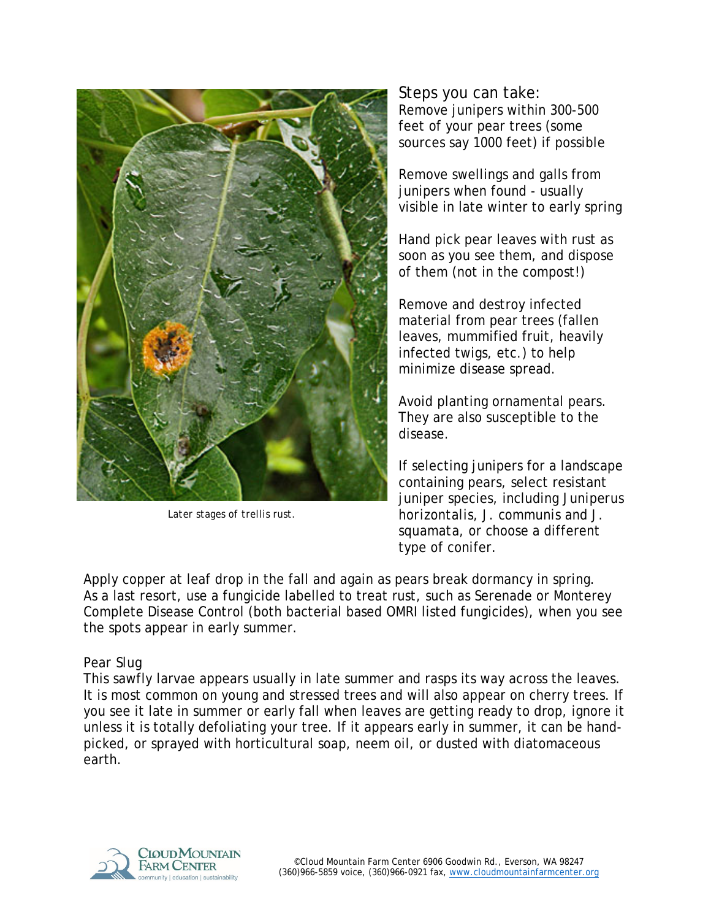Later stages of trellis rust.

## Steps you can take:

Remove junipers within 300-500 feet of your pear trees (some sources say 1000 feet) if possible

Remove swellings and galls from junipers when found - usually visible in late winter to early spring

Hand pick pear leaves with rust as soon as you see them, and dispose of them (not in the compost!)

Remove and destroy infected material from pear trees (fallen leaves, mummified fruit, heavily infected twigs, etc.) to help minimize disease spread.

Avoid planting ornamental pears. They are also susceptible to the disease.

If selecting junipers for a landscape containing pears, select resistant juniper species, including *Juniperus horizontalis*, *J. communis* and *J. squamata*, or choose a different type of conifer.

Apply copper at leaf drop in the fall and again as pears break dormancy in spring. As a last resort, use a fungicide labelled to treat rust, such as Serenade or Monterey Complete Disease Control (both bacterial based OMRI listed fungicides), when you see the spots appear in early summer.

## Pear Slug

This sawfly larvae appears usually in late summer and rasps its way across the leaves. It is most common on young and stressed trees and will also appear on cherry trees. If you see it late in summer or early fall when leaves are getting ready to drop, ignore it unless it is totally defoliating your tree. If it appears early in summer, it can be hand-picked, or sprayed with horticultural soap, neem oil, or dusted with diatomaceous earth.

©Cloud Mountain Farm Center 6906 Goodwin Rd., Everson, WA 98247
(360)966-5859 voice, (360)966-0921 fax, www.cloudmountainfarmcenter.org